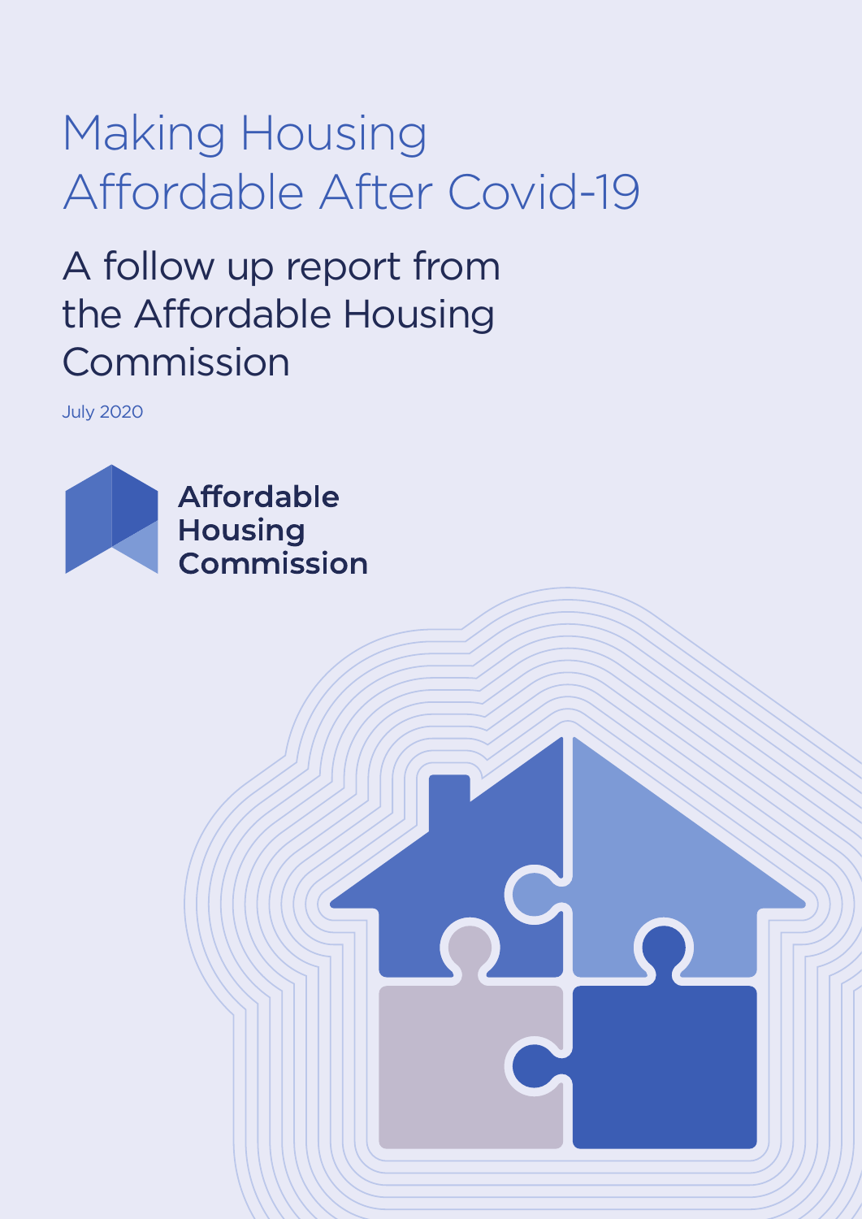# Making Housing Affordable After Covid-19

## A follow up report from the Affordable Housing Commission

July 2020

**Affordable Housing Commission**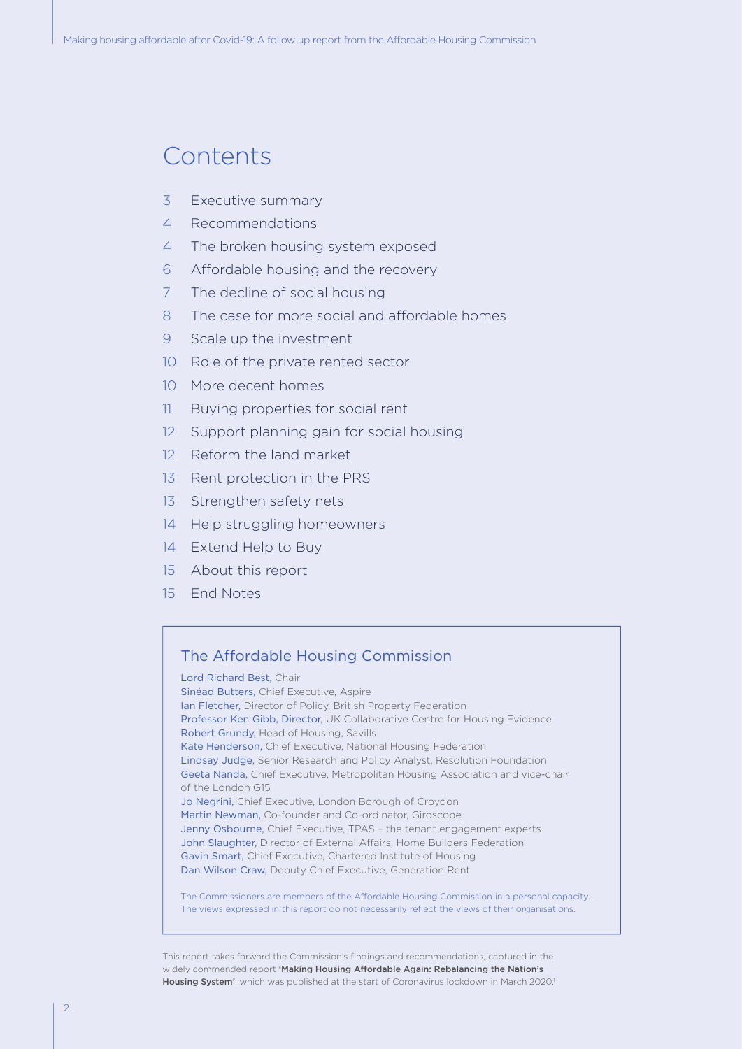# Contents

| | |
|---|---|
| 3 | Executive summary |
| 4 | Recommendations |
| 4 | The broken housing system exposed |
| 6 | Affordable housing and the recovery |
| 7 | The decline of social housing |
| 8 | The case for more social and affordable homes |
| 9 | Scale up the investment |
| 10 | Role of the private rented sector |
| 10 | More decent homes |
| 11 | Buying properties for social rent |
| 12 | Support planning gain for social housing |
| 12 | Reform the land market |
| 13 | Rent protection in the PRS |
| 13 | Strengthen safety nets |
| 14 | Help struggling homeowners |
| 14 | Extend Help to Buy |
| 15 | About this report |
| 15 | End Notes |

## The Affordable Housing Commission

Lord Richard Best, Chair
Sinéad Butters, Chief Executive, Aspire
Ian Fletcher, Director of Policy, British Property Federation
Professor Ken Gibb, Director, UK Collaborative Centre for Housing Evidence
Robert Grundy, Head of Housing, Savills
Kate Henderson, Chief Executive, National Housing Federation
Lindsay Judge, Senior Research and Policy Analyst, Resolution Foundation
Geeta Nanda, Chief Executive, Metropolitan Housing Association and vice-chair of the London G15
Jo Negrini, Chief Executive, London Borough of Croydon
Martin Newman, Co-founder and Co-ordinator, Giroscope
Jenny Osbourne, Chief Executive, TPAS – the tenant engagement experts
John Slaughter, Director of External Affairs, Home Builders Federation
Gavin Smart, Chief Executive, Chartered Institute of Housing
Dan Wilson Craw, Deputy Chief Executive, Generation Rent

The Commissioners are members of the Affordable Housing Commission in a personal capacity. The views expressed in this report do not necessarily reflect the views of their organisations.

This report takes forward the Commission's findings and recommendations, captured in the widely commended report **'Making Housing Affordable Again: Rebalancing the Nation's Housing System'**, which was published at the start of Coronavirus lockdown in March 2020.[1]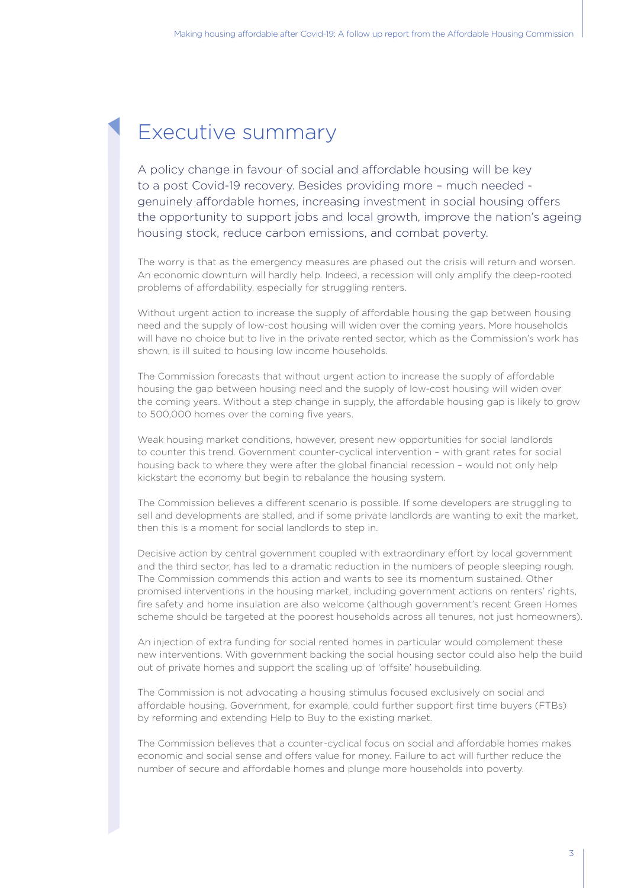# Executive summary

A policy change in favour of social and affordable housing will be key to a post Covid-19 recovery. Besides providing more – much needed - genuinely affordable homes, increasing investment in social housing offers the opportunity to support jobs and local growth, improve the nation's ageing housing stock, reduce carbon emissions, and combat poverty.

The worry is that as the emergency measures are phased out the crisis will return and worsen. An economic downturn will hardly help. Indeed, a recession will only amplify the deep-rooted problems of affordability, especially for struggling renters.

Without urgent action to increase the supply of affordable housing the gap between housing need and the supply of low-cost housing will widen over the coming years. More households will have no choice but to live in the private rented sector, which as the Commission's work has shown, is ill suited to housing low income households.

The Commission forecasts that without urgent action to increase the supply of affordable housing the gap between housing need and the supply of low-cost housing will widen over the coming years. Without a step change in supply, the affordable housing gap is likely to grow to 500,000 homes over the coming five years.

Weak housing market conditions, however, present new opportunities for social landlords to counter this trend. Government counter-cyclical intervention – with grant rates for social housing back to where they were after the global financial recession – would not only help kickstart the economy but begin to rebalance the housing system.

The Commission believes a different scenario is possible. If some developers are struggling to sell and developments are stalled, and if some private landlords are wanting to exit the market, then this is a moment for social landlords to step in.

Decisive action by central government coupled with extraordinary effort by local government and the third sector, has led to a dramatic reduction in the numbers of people sleeping rough. The Commission commends this action and wants to see its momentum sustained. Other promised interventions in the housing market, including government actions on renters' rights, fire safety and home insulation are also welcome (although government's recent Green Homes scheme should be targeted at the poorest households across all tenures, not just homeowners).

An injection of extra funding for social rented homes in particular would complement these new interventions. With government backing the social housing sector could also help the build out of private homes and support the scaling up of 'offsite' housebuilding.

The Commission is not advocating a housing stimulus focused exclusively on social and affordable housing. Government, for example, could further support first time buyers (FTBs) by reforming and extending Help to Buy to the existing market.

The Commission believes that a counter-cyclical focus on social and affordable homes makes economic and social sense and offers value for money. Failure to act will further reduce the number of secure and affordable homes and plunge more households into poverty.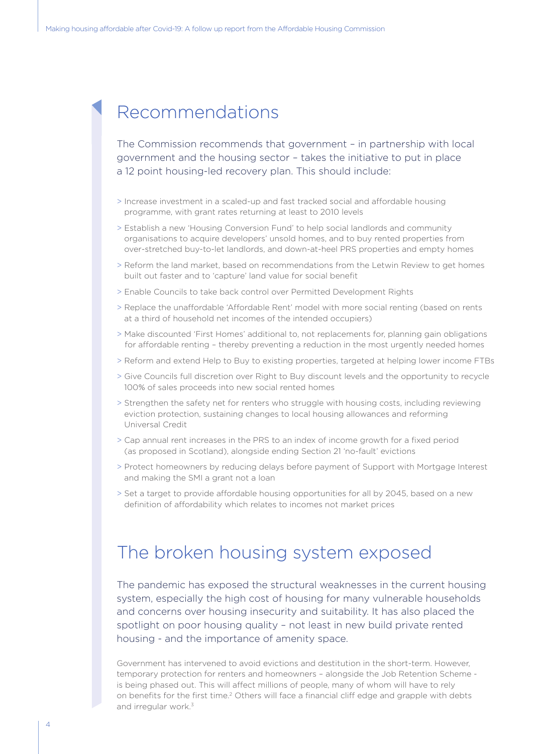## Recommendations

The Commission recommends that government – in partnership with local government and the housing sector – takes the initiative to put in place a 12 point housing-led recovery plan. This should include:

- Increase investment in a scaled-up and fast tracked social and affordable housing programme, with grant rates returning at least to 2010 levels
- Establish a new 'Housing Conversion Fund' to help social landlords and community organisations to acquire developers' unsold homes, and to buy rented properties from over-stretched buy-to-let landlords, and down-at-heel PRS properties and empty homes
- Reform the land market, based on recommendations from the Letwin Review to get homes built out faster and to 'capture' land value for social benefit
- Enable Councils to take back control over Permitted Development Rights
- Replace the unaffordable 'Affordable Rent' model with more social renting (based on rents at a third of household net incomes of the intended occupiers)
- Make discounted 'First Homes' additional to, not replacements for, planning gain obligations for affordable renting – thereby preventing a reduction in the most urgently needed homes
- Reform and extend Help to Buy to existing properties, targeted at helping lower income FTBs
- Give Councils full discretion over Right to Buy discount levels and the opportunity to recycle 100% of sales proceeds into new social rented homes
- Strengthen the safety net for renters who struggle with housing costs, including reviewing eviction protection, sustaining changes to local housing allowances and reforming Universal Credit
- Cap annual rent increases in the PRS to an index of income growth for a fixed period (as proposed in Scotland), alongside ending Section 21 'no-fault' evictions
- Protect homeowners by reducing delays before payment of Support with Mortgage Interest and making the SMI a grant not a loan
- Set a target to provide affordable housing opportunities for all by 2045, based on a new definition of affordability which relates to incomes not market prices

## The broken housing system exposed

The pandemic has exposed the structural weaknesses in the current housing system, especially the high cost of housing for many vulnerable households and concerns over housing insecurity and suitability. It has also placed the spotlight on poor housing quality – not least in new build private rented housing - and the importance of amenity space.

Government has intervened to avoid evictions and destitution in the short-term. However, temporary protection for renters and homeowners – alongside the Job Retention Scheme - is being phased out. This will affect millions of people, many of whom will have to rely on benefits for the first time.[2] Others will face a financial cliff edge and grapple with debts and irregular work.[3]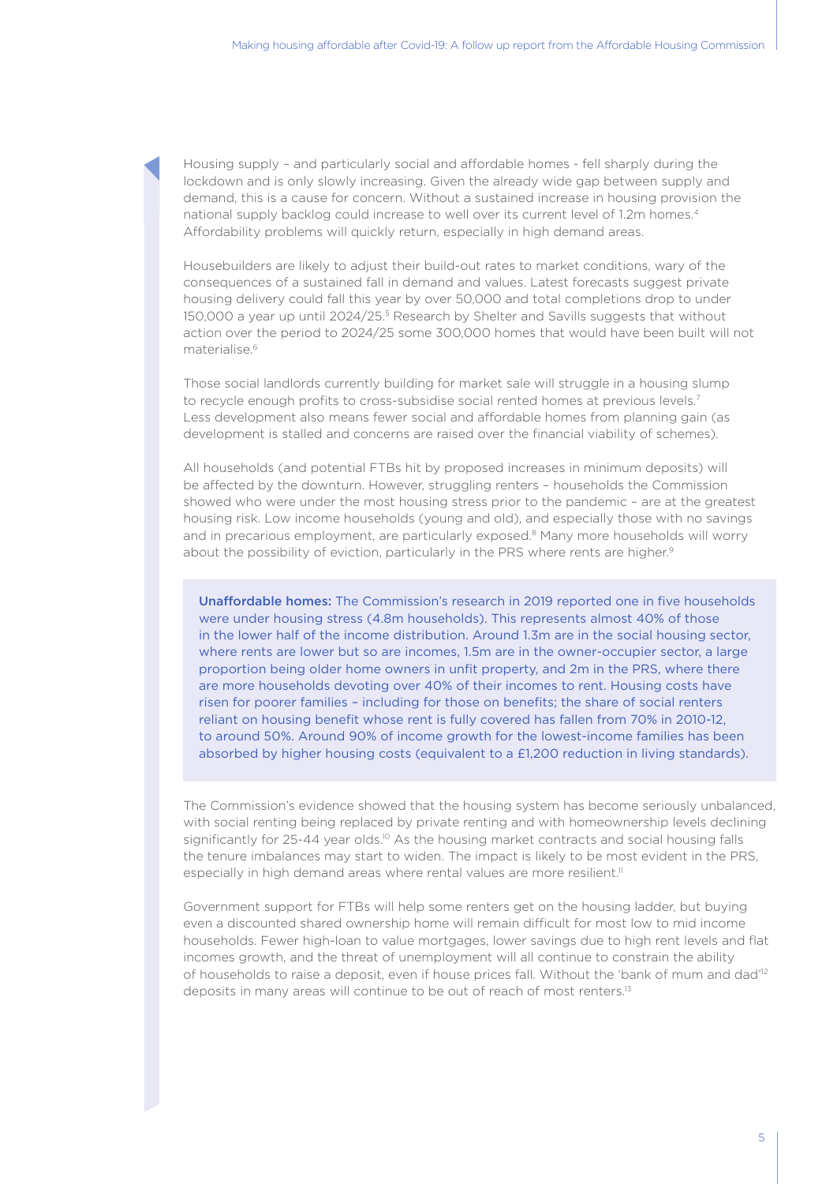Housing supply – and particularly social and affordable homes - fell sharply during the lockdown and is only slowly increasing. Given the already wide gap between supply and demand, this is a cause for concern. Without a sustained increase in housing provision the national supply backlog could increase to well over its current level of 1.2m homes.[4] Affordability problems will quickly return, especially in high demand areas.

Housebuilders are likely to adjust their build-out rates to market conditions, wary of the consequences of a sustained fall in demand and values. Latest forecasts suggest private housing delivery could fall this year by over 50,000 and total completions drop to under 150,000 a year up until 2024/25.[5] Research by Shelter and Savills suggests that without action over the period to 2024/25 some 300,000 homes that would have been built will not materialise.[6]

Those social landlords currently building for market sale will struggle in a housing slump to recycle enough profits to cross-subsidise social rented homes at previous levels.[7] Less development also means fewer social and affordable homes from planning gain (as development is stalled and concerns are raised over the financial viability of schemes).

All households (and potential FTBs hit by proposed increases in minimum deposits) will be affected by the downturn. However, struggling renters – households the Commission showed who were under the most housing stress prior to the pandemic – are at the greatest housing risk. Low income households (young and old), and especially those with no savings and in precarious employment, are particularly exposed.[8] Many more households will worry about the possibility of eviction, particularly in the PRS where rents are higher.[9]

> **Unaffordable homes:** The Commission's research in 2019 reported one in five households were under housing stress (4.8m households). This represents almost 40% of those in the lower half of the income distribution. Around 1.3m are in the social housing sector, where rents are lower but so are incomes, 1.5m are in the owner-occupier sector, a large proportion being older home owners in unfit property, and 2m in the PRS, where there are more households devoting over 40% of their incomes to rent. Housing costs have risen for poorer families – including for those on benefits; the share of social renters reliant on housing benefit whose rent is fully covered has fallen from 70% in 2010-12, to around 50%. Around 90% of income growth for the lowest-income families has been absorbed by higher housing costs (equivalent to a £1,200 reduction in living standards).

The Commission's evidence showed that the housing system has become seriously unbalanced, with social renting being replaced by private renting and with homeownership levels declining significantly for 25-44 year olds.[10] As the housing market contracts and social housing falls the tenure imbalances may start to widen. The impact is likely to be most evident in the PRS, especially in high demand areas where rental values are more resilient.[11]

Government support for FTBs will help some renters get on the housing ladder, but buying even a discounted shared ownership home will remain difficult for most low to mid income households. Fewer high-loan to value mortgages, lower savings due to high rent levels and flat incomes growth, and the threat of unemployment will all continue to constrain the ability of households to raise a deposit, even if house prices fall. Without the 'bank of mum and dad'[12] deposits in many areas will continue to be out of reach of most renters.[13]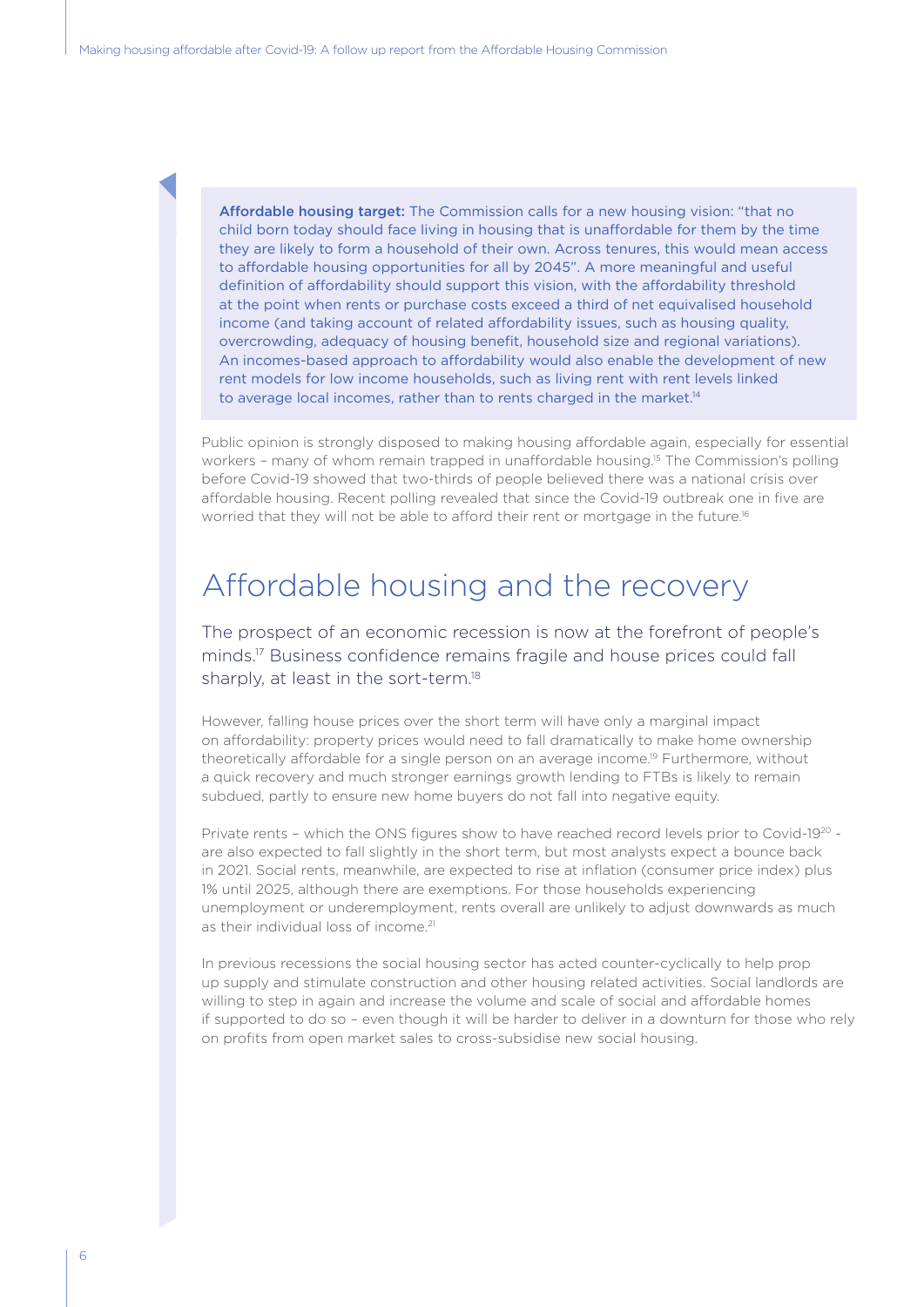**Affordable housing target:** The Commission calls for a new housing vision: "that no child born today should face living in housing that is unaffordable for them by the time they are likely to form a household of their own. Across tenures, this would mean access to affordable housing opportunities for all by 2045". A more meaningful and useful definition of affordability should support this vision, with the affordability threshold at the point when rents or purchase costs exceed a third of net equivalised household income (and taking account of related affordability issues, such as housing quality, overcrowding, adequacy of housing benefit, household size and regional variations). An incomes-based approach to affordability would also enable the development of new rent models for low income households, such as living rent with rent levels linked to average local incomes, rather than to rents charged in the market.[14]

Public opinion is strongly disposed to making housing affordable again, especially for essential workers – many of whom remain trapped in unaffordable housing.[15] The Commission's polling before Covid-19 showed that two-thirds of people believed there was a national crisis over affordable housing. Recent polling revealed that since the Covid-19 outbreak one in five are worried that they will not be able to afford their rent or mortgage in the future.[16]

# Affordable housing and the recovery

The prospect of an economic recession is now at the forefront of people's minds.[17] Business confidence remains fragile and house prices could fall sharply, at least in the sort-term.[18]

However, falling house prices over the short term will have only a marginal impact on affordability: property prices would need to fall dramatically to make home ownership theoretically affordable for a single person on an average income.[19] Furthermore, without a quick recovery and much stronger earnings growth lending to FTBs is likely to remain subdued, partly to ensure new home buyers do not fall into negative equity.

Private rents – which the ONS figures show to have reached record levels prior to Covid-19[20] - are also expected to fall slightly in the short term, but most analysts expect a bounce back in 2021. Social rents, meanwhile, are expected to rise at inflation (consumer price index) plus 1% until 2025, although there are exemptions. For those households experiencing unemployment or underemployment, rents overall are unlikely to adjust downwards as much as their individual loss of income.[21]

In previous recessions the social housing sector has acted counter-cyclically to help prop up supply and stimulate construction and other housing related activities. Social landlords are willing to step in again and increase the volume and scale of social and affordable homes if supported to do so – even though it will be harder to deliver in a downturn for those who rely on profits from open market sales to cross-subsidise new social housing.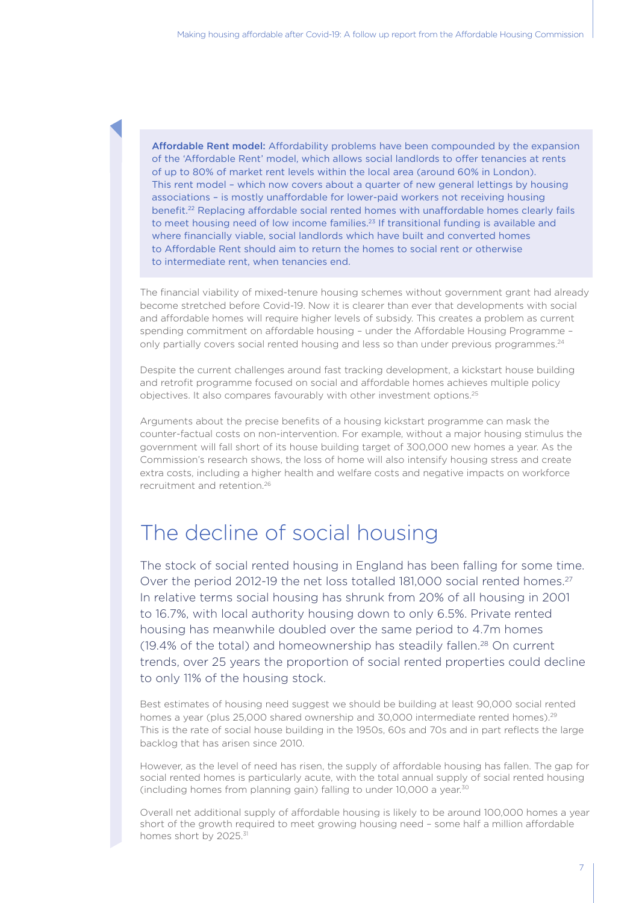**Affordable Rent model:** Affordability problems have been compounded by the expansion of the 'Affordable Rent' model, which allows social landlords to offer tenancies at rents of up to 80% of market rent levels within the local area (around 60% in London). This rent model – which now covers about a quarter of new general lettings by housing associations – is mostly unaffordable for lower-paid workers not receiving housing benefit.[22] Replacing affordable social rented homes with unaffordable homes clearly fails to meet housing need of low income families.[23] If transitional funding is available and where financially viable, social landlords which have built and converted homes to Affordable Rent should aim to return the homes to social rent or otherwise to intermediate rent, when tenancies end.

The financial viability of mixed-tenure housing schemes without government grant had already become stretched before Covid-19. Now it is clearer than ever that developments with social and affordable homes will require higher levels of subsidy. This creates a problem as current spending commitment on affordable housing – under the Affordable Housing Programme – only partially covers social rented housing and less so than under previous programmes.[24]

Despite the current challenges around fast tracking development, a kickstart house building and retrofit programme focused on social and affordable homes achieves multiple policy objectives. It also compares favourably with other investment options.[25]

Arguments about the precise benefits of a housing kickstart programme can mask the counter-factual costs on non-intervention. For example, without a major housing stimulus the government will fall short of its house building target of 300,000 new homes a year. As the Commission's research shows, the loss of home will also intensify housing stress and create extra costs, including a higher health and welfare costs and negative impacts on workforce recruitment and retention.[26]

## The decline of social housing

The stock of social rented housing in England has been falling for some time. Over the period 2012-19 the net loss totalled 181,000 social rented homes.[27] In relative terms social housing has shrunk from 20% of all housing in 2001 to 16.7%, with local authority housing down to only 6.5%. Private rented housing has meanwhile doubled over the same period to 4.7m homes (19.4% of the total) and homeownership has steadily fallen.[28] On current trends, over 25 years the proportion of social rented properties could decline to only 11% of the housing stock.

Best estimates of housing need suggest we should be building at least 90,000 social rented homes a year (plus 25,000 shared ownership and 30,000 intermediate rented homes).[29] This is the rate of social house building in the 1950s, 60s and 70s and in part reflects the large backlog that has arisen since 2010.

However, as the level of need has risen, the supply of affordable housing has fallen. The gap for social rented homes is particularly acute, with the total annual supply of social rented housing (including homes from planning gain) falling to under 10,000 a year.[30]

Overall net additional supply of affordable housing is likely to be around 100,000 homes a year short of the growth required to meet growing housing need – some half a million affordable homes short by 2025.[31]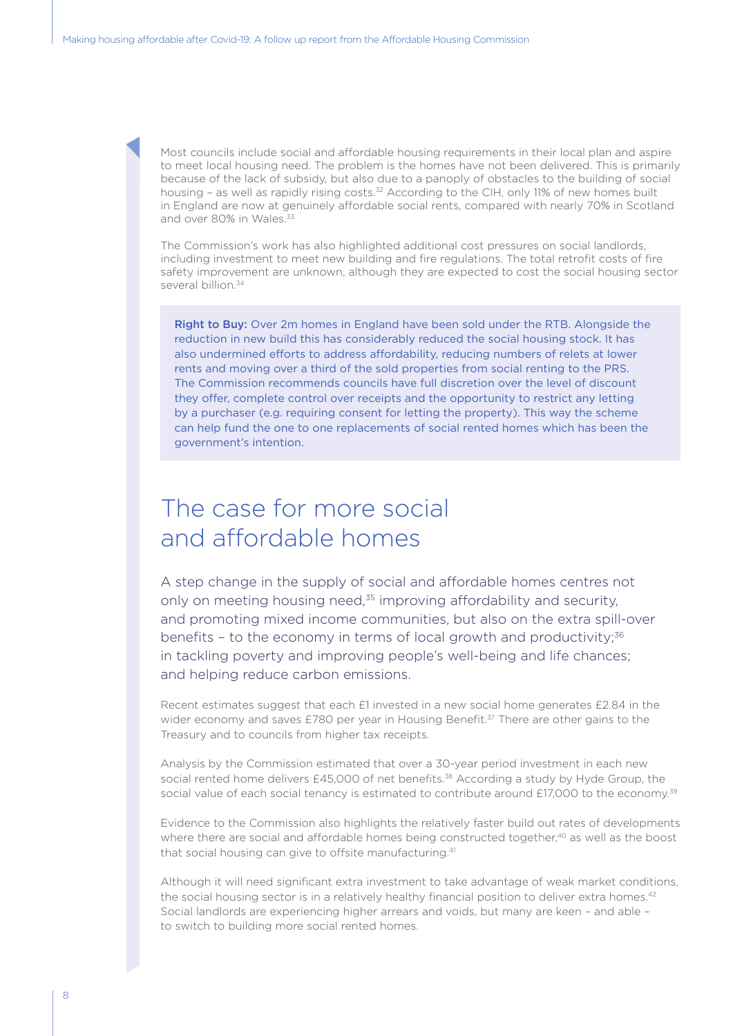Most councils include social and affordable housing requirements in their local plan and aspire to meet local housing need. The problem is the homes have not been delivered. This is primarily because of the lack of subsidy, but also due to a panoply of obstacles to the building of social housing – as well as rapidly rising costs.[32] According to the CIH, only 11% of new homes built in England are now at genuinely affordable social rents, compared with nearly 70% in Scotland and over 80% in Wales.[33]

The Commission's work has also highlighted additional cost pressures on social landlords, including investment to meet new building and fire regulations. The total retrofit costs of fire safety improvement are unknown, although they are expected to cost the social housing sector several billion.[34]

**Right to Buy:** Over 2m homes in England have been sold under the RTB. Alongside the reduction in new build this has considerably reduced the social housing stock. It has also undermined efforts to address affordability, reducing numbers of relets at lower rents and moving over a third of the sold properties from social renting to the PRS. The Commission recommends councils have full discretion over the level of discount they offer, complete control over receipts and the opportunity to restrict any letting by a purchaser (e.g. requiring consent for letting the property). This way the scheme can help fund the one to one replacements of social rented homes which has been the government's intention.

# The case for more social and affordable homes

A step change in the supply of social and affordable homes centres not only on meeting housing need,[35] improving affordability and security, and promoting mixed income communities, but also on the extra spill-over benefits – to the economy in terms of local growth and productivity;[36] in tackling poverty and improving people's well-being and life chances; and helping reduce carbon emissions.

Recent estimates suggest that each £1 invested in a new social home generates £2.84 in the wider economy and saves £780 per year in Housing Benefit.[37] There are other gains to the Treasury and to councils from higher tax receipts.

Analysis by the Commission estimated that over a 30-year period investment in each new social rented home delivers £45,000 of net benefits.[38] According a study by Hyde Group, the social value of each social tenancy is estimated to contribute around £17,000 to the economy.[39]

Evidence to the Commission also highlights the relatively faster build out rates of developments where there are social and affordable homes being constructed together,[40] as well as the boost that social housing can give to offsite manufacturing.[41]

Although it will need significant extra investment to take advantage of weak market conditions, the social housing sector is in a relatively healthy financial position to deliver extra homes.[42] Social landlords are experiencing higher arrears and voids, but many are keen – and able – to switch to building more social rented homes.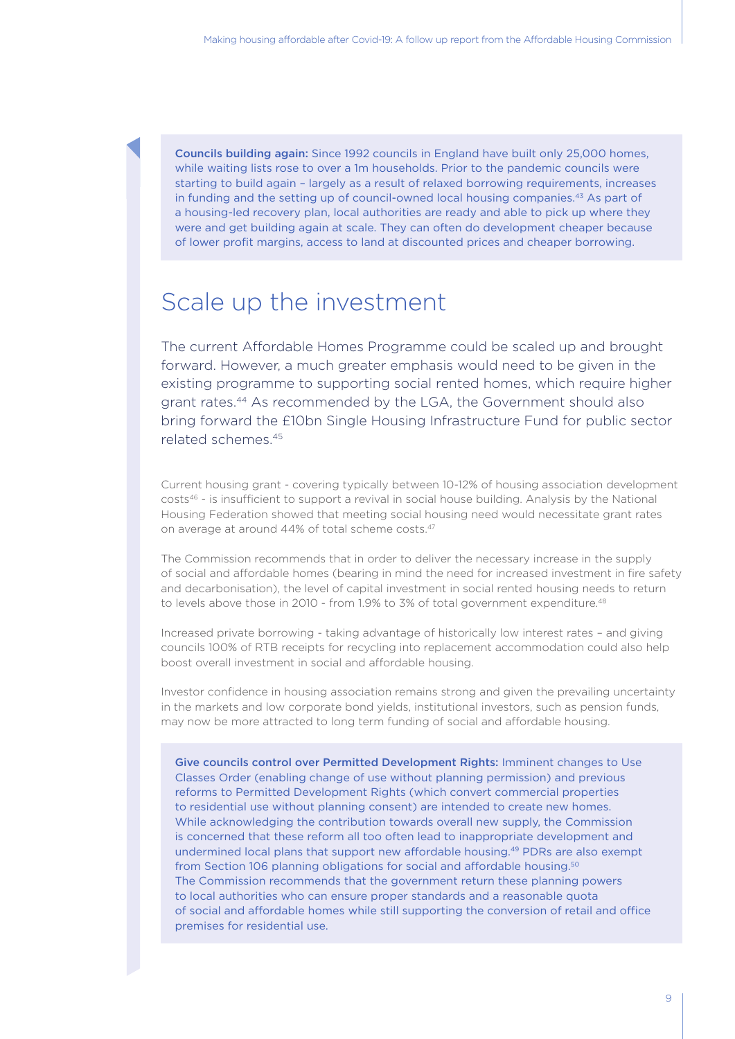**Councils building again:** Since 1992 councils in England have built only 25,000 homes, while waiting lists rose to over a 1m households. Prior to the pandemic councils were starting to build again – largely as a result of relaxed borrowing requirements, increases in funding and the setting up of council-owned local housing companies.[43] As part of a housing-led recovery plan, local authorities are ready and able to pick up where they were and get building again at scale. They can often do development cheaper because of lower profit margins, access to land at discounted prices and cheaper borrowing.

## Scale up the investment

The current Affordable Homes Programme could be scaled up and brought forward. However, a much greater emphasis would need to be given in the existing programme to supporting social rented homes, which require higher grant rates.[44] As recommended by the LGA, the Government should also bring forward the £10bn Single Housing Infrastructure Fund for public sector related schemes.[45]

Current housing grant - covering typically between 10-12% of housing association development costs[46] - is insufficient to support a revival in social house building. Analysis by the National Housing Federation showed that meeting social housing need would necessitate grant rates on average at around 44% of total scheme costs.[47]

The Commission recommends that in order to deliver the necessary increase in the supply of social and affordable homes (bearing in mind the need for increased investment in fire safety and decarbonisation), the level of capital investment in social rented housing needs to return to levels above those in 2010 - from 1.9% to 3% of total government expenditure.[48]

Increased private borrowing - taking advantage of historically low interest rates – and giving councils 100% of RTB receipts for recycling into replacement accommodation could also help boost overall investment in social and affordable housing.

Investor confidence in housing association remains strong and given the prevailing uncertainty in the markets and low corporate bond yields, institutional investors, such as pension funds, may now be more attracted to long term funding of social and affordable housing.

**Give councils control over Permitted Development Rights:** Imminent changes to Use Classes Order (enabling change of use without planning permission) and previous reforms to Permitted Development Rights (which convert commercial properties to residential use without planning consent) are intended to create new homes. While acknowledging the contribution towards overall new supply, the Commission is concerned that these reform all too often lead to inappropriate development and undermined local plans that support new affordable housing.[49] PDRs are also exempt from Section 106 planning obligations for social and affordable housing.[50] The Commission recommends that the government return these planning powers to local authorities who can ensure proper standards and a reasonable quota of social and affordable homes while still supporting the conversion of retail and office premises for residential use.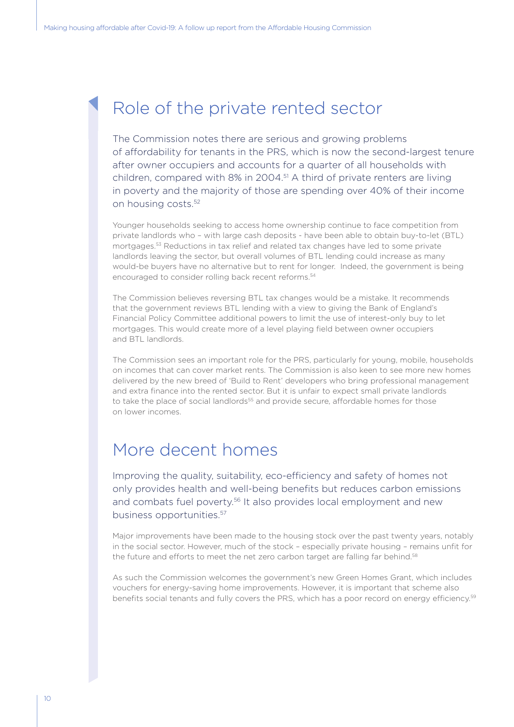## Role of the private rented sector

The Commission notes there are serious and growing problems of affordability for tenants in the PRS, which is now the second-largest tenure after owner occupiers and accounts for a quarter of all households with children, compared with 8% in 2004.[51] A third of private renters are living in poverty and the majority of those are spending over 40% of their income on housing costs.[52]

Younger households seeking to access home ownership continue to face competition from private landlords who – with large cash deposits - have been able to obtain buy-to-let (BTL) mortgages.[53] Reductions in tax relief and related tax changes have led to some private landlords leaving the sector, but overall volumes of BTL lending could increase as many would-be buyers have no alternative but to rent for longer. Indeed, the government is being encouraged to consider rolling back recent reforms.[54]

The Commission believes reversing BTL tax changes would be a mistake. It recommends that the government reviews BTL lending with a view to giving the Bank of England's Financial Policy Committee additional powers to limit the use of interest-only buy to let mortgages. This would create more of a level playing field between owner occupiers and BTL landlords.

The Commission sees an important role for the PRS, particularly for young, mobile, households on incomes that can cover market rents. The Commission is also keen to see more new homes delivered by the new breed of 'Build to Rent' developers who bring professional management and extra finance into the rented sector. But it is unfair to expect small private landlords to take the place of social landlords[55] and provide secure, affordable homes for those on lower incomes.

## More decent homes

Improving the quality, suitability, eco-efficiency and safety of homes not only provides health and well-being benefits but reduces carbon emissions and combats fuel poverty.[56] It also provides local employment and new business opportunities.[57]

Major improvements have been made to the housing stock over the past twenty years, notably in the social sector. However, much of the stock – especially private housing – remains unfit for the future and efforts to meet the net zero carbon target are falling far behind.[58]

As such the Commission welcomes the government's new Green Homes Grant, which includes vouchers for energy-saving home improvements. However, it is important that scheme also benefits social tenants and fully covers the PRS, which has a poor record on energy efficiency.[59]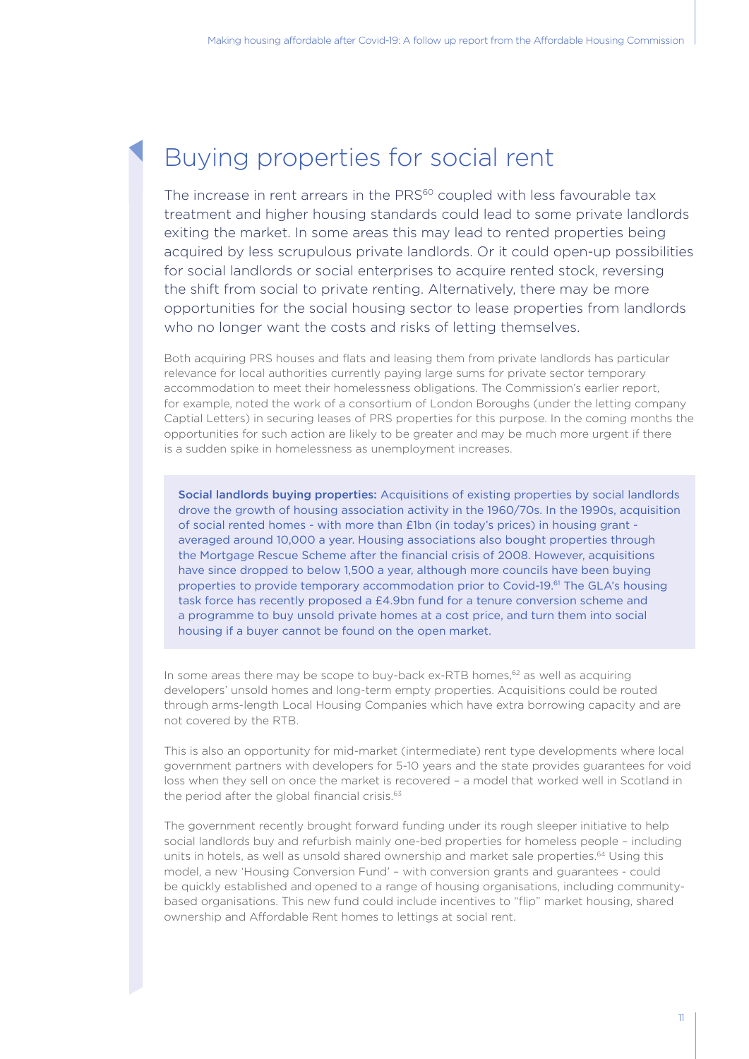# Buying properties for social rent

The increase in rent arrears in the PRS[60] coupled with less favourable tax treatment and higher housing standards could lead to some private landlords exiting the market. In some areas this may lead to rented properties being acquired by less scrupulous private landlords. Or it could open-up possibilities for social landlords or social enterprises to acquire rented stock, reversing the shift from social to private renting. Alternatively, there may be more opportunities for the social housing sector to lease properties from landlords who no longer want the costs and risks of letting themselves.

Both acquiring PRS houses and flats and leasing them from private landlords has particular relevance for local authorities currently paying large sums for private sector temporary accommodation to meet their homelessness obligations. The Commission's earlier report, for example, noted the work of a consortium of London Boroughs (under the letting company Captial Letters) in securing leases of PRS properties for this purpose. In the coming months the opportunities for such action are likely to be greater and may be much more urgent if there is a sudden spike in homelessness as unemployment increases.

**Social landlords buying properties:** Acquisitions of existing properties by social landlords drove the growth of housing association activity in the 1960/70s. In the 1990s, acquisition of social rented homes - with more than £1bn (in today's prices) in housing grant - averaged around 10,000 a year. Housing associations also bought properties through the Mortgage Rescue Scheme after the financial crisis of 2008. However, acquisitions have since dropped to below 1,500 a year, although more councils have been buying properties to provide temporary accommodation prior to Covid-19.[61] The GLA's housing task force has recently proposed a £4.9bn fund for a tenure conversion scheme and a programme to buy unsold private homes at a cost price, and turn them into social housing if a buyer cannot be found on the open market.

In some areas there may be scope to buy-back ex-RTB homes,[62] as well as acquiring developers' unsold homes and long-term empty properties. Acquisitions could be routed through arms-length Local Housing Companies which have extra borrowing capacity and are not covered by the RTB.

This is also an opportunity for mid-market (intermediate) rent type developments where local government partners with developers for 5-10 years and the state provides guarantees for void loss when they sell on once the market is recovered – a model that worked well in Scotland in the period after the global financial crisis.[63]

The government recently brought forward funding under its rough sleeper initiative to help social landlords buy and refurbish mainly one-bed properties for homeless people – including units in hotels, as well as unsold shared ownership and market sale properties.[64] Using this model, a new 'Housing Conversion Fund' – with conversion grants and guarantees - could be quickly established and opened to a range of housing organisations, including community-based organisations. This new fund could include incentives to "flip" market housing, shared ownership and Affordable Rent homes to lettings at social rent.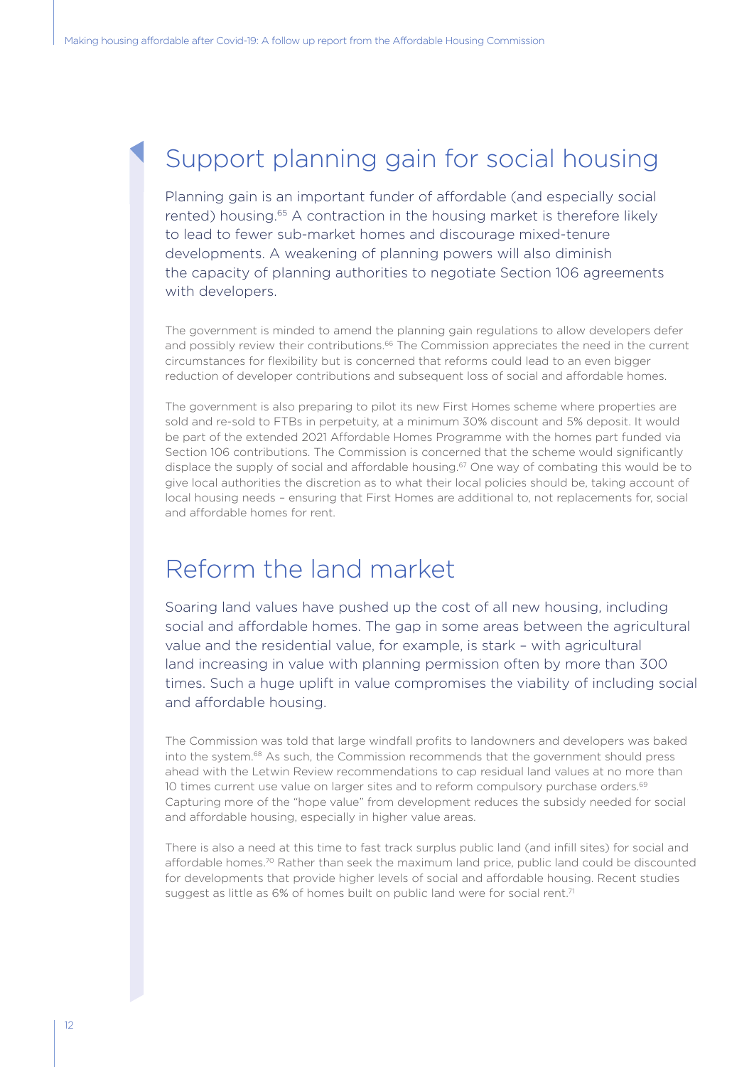## Support planning gain for social housing

Planning gain is an important funder of affordable (and especially social rented) housing.[65] A contraction in the housing market is therefore likely to lead to fewer sub-market homes and discourage mixed-tenure developments. A weakening of planning powers will also diminish the capacity of planning authorities to negotiate Section 106 agreements with developers.

The government is minded to amend the planning gain regulations to allow developers defer and possibly review their contributions.[66] The Commission appreciates the need in the current circumstances for flexibility but is concerned that reforms could lead to an even bigger reduction of developer contributions and subsequent loss of social and affordable homes.

The government is also preparing to pilot its new First Homes scheme where properties are sold and re-sold to FTBs in perpetuity, at a minimum 30% discount and 5% deposit. It would be part of the extended 2021 Affordable Homes Programme with the homes part funded via Section 106 contributions. The Commission is concerned that the scheme would significantly displace the supply of social and affordable housing.[67] One way of combating this would be to give local authorities the discretion as to what their local policies should be, taking account of local housing needs – ensuring that First Homes are additional to, not replacements for, social and affordable homes for rent.

## Reform the land market

Soaring land values have pushed up the cost of all new housing, including social and affordable homes. The gap in some areas between the agricultural value and the residential value, for example, is stark – with agricultural land increasing in value with planning permission often by more than 300 times. Such a huge uplift in value compromises the viability of including social and affordable housing.

The Commission was told that large windfall profits to landowners and developers was baked into the system.[68] As such, the Commission recommends that the government should press ahead with the Letwin Review recommendations to cap residual land values at no more than 10 times current use value on larger sites and to reform compulsory purchase orders.[69] Capturing more of the "hope value" from development reduces the subsidy needed for social and affordable housing, especially in higher value areas.

There is also a need at this time to fast track surplus public land (and infill sites) for social and affordable homes.[70] Rather than seek the maximum land price, public land could be discounted for developments that provide higher levels of social and affordable housing. Recent studies suggest as little as 6% of homes built on public land were for social rent.[71]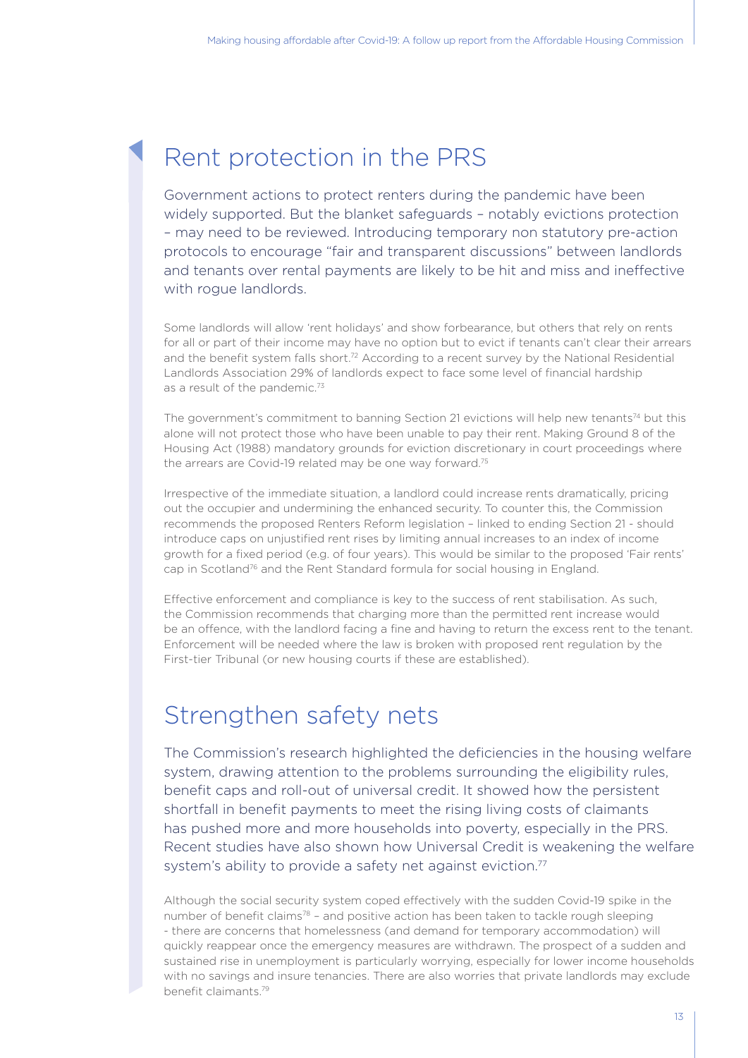## Rent protection in the PRS

Government actions to protect renters during the pandemic have been widely supported. But the blanket safeguards – notably evictions protection – may need to be reviewed. Introducing temporary non statutory pre-action protocols to encourage "fair and transparent discussions" between landlords and tenants over rental payments are likely to be hit and miss and ineffective with rogue landlords.

Some landlords will allow 'rent holidays' and show forbearance, but others that rely on rents for all or part of their income may have no option but to evict if tenants can't clear their arrears and the benefit system falls short.[72] According to a recent survey by the National Residential Landlords Association 29% of landlords expect to face some level of financial hardship as a result of the pandemic.[73]

The government's commitment to banning Section 21 evictions will help new tenants[74] but this alone will not protect those who have been unable to pay their rent. Making Ground 8 of the Housing Act (1988) mandatory grounds for eviction discretionary in court proceedings where the arrears are Covid-19 related may be one way forward.[75]

Irrespective of the immediate situation, a landlord could increase rents dramatically, pricing out the occupier and undermining the enhanced security. To counter this, the Commission recommends the proposed Renters Reform legislation – linked to ending Section 21 - should introduce caps on unjustified rent rises by limiting annual increases to an index of income growth for a fixed period (e.g. of four years). This would be similar to the proposed 'Fair rents' cap in Scotland[76] and the Rent Standard formula for social housing in England.

Effective enforcement and compliance is key to the success of rent stabilisation. As such, the Commission recommends that charging more than the permitted rent increase would be an offence, with the landlord facing a fine and having to return the excess rent to the tenant. Enforcement will be needed where the law is broken with proposed rent regulation by the First-tier Tribunal (or new housing courts if these are established).

## Strengthen safety nets

The Commission's research highlighted the deficiencies in the housing welfare system, drawing attention to the problems surrounding the eligibility rules, benefit caps and roll-out of universal credit. It showed how the persistent shortfall in benefit payments to meet the rising living costs of claimants has pushed more and more households into poverty, especially in the PRS. Recent studies have also shown how Universal Credit is weakening the welfare system's ability to provide a safety net against eviction.[77]

Although the social security system coped effectively with the sudden Covid-19 spike in the number of benefit claims[78] – and positive action has been taken to tackle rough sleeping - there are concerns that homelessness (and demand for temporary accommodation) will quickly reappear once the emergency measures are withdrawn. The prospect of a sudden and sustained rise in unemployment is particularly worrying, especially for lower income households with no savings and insure tenancies. There are also worries that private landlords may exclude benefit claimants.[79]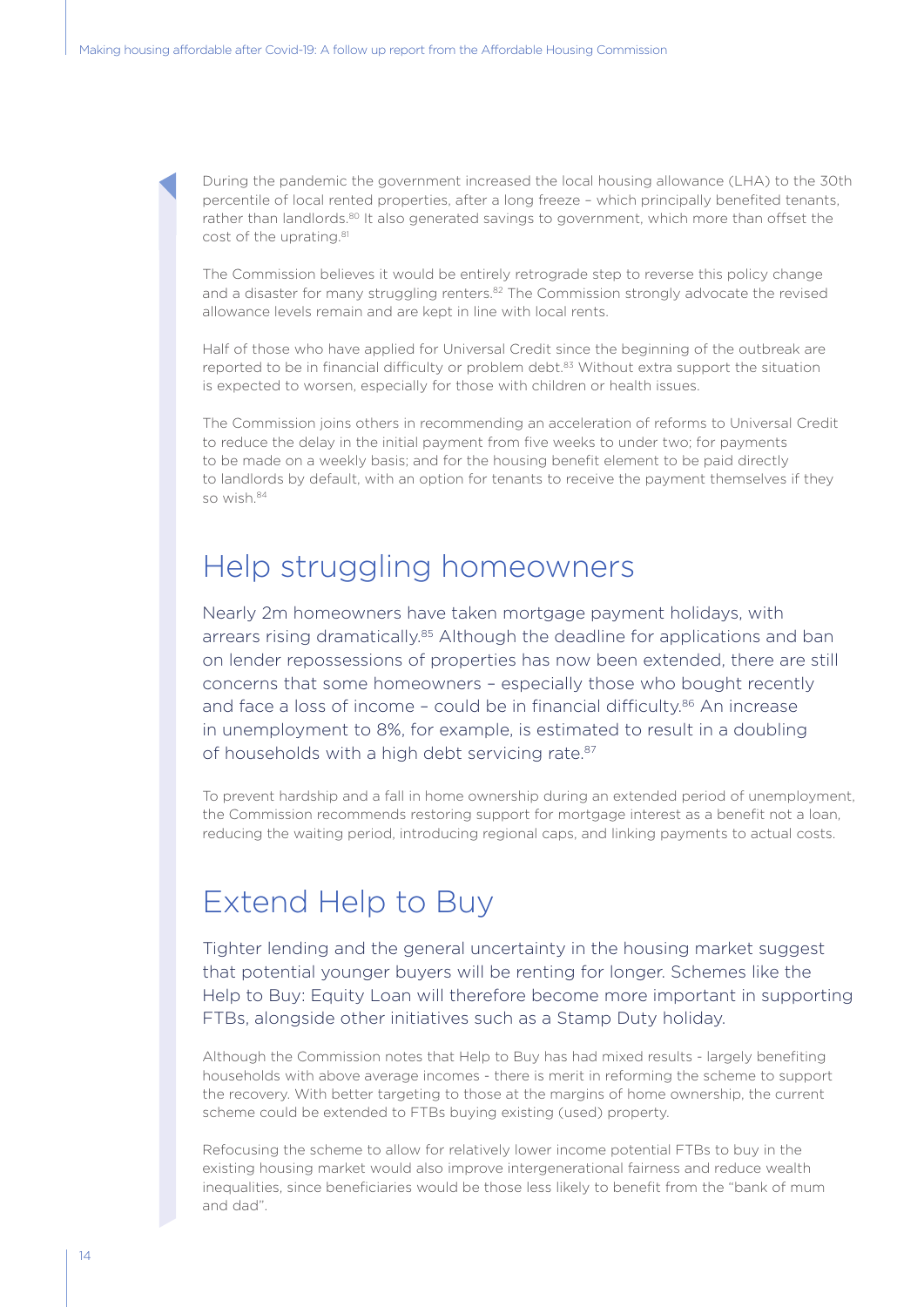During the pandemic the government increased the local housing allowance (LHA) to the 30th percentile of local rented properties, after a long freeze – which principally benefited tenants, rather than landlords.[80] It also generated savings to government, which more than offset the cost of the uprating.[81]

The Commission believes it would be entirely retrograde step to reverse this policy change and a disaster for many struggling renters.[82] The Commission strongly advocate the revised allowance levels remain and are kept in line with local rents.

Half of those who have applied for Universal Credit since the beginning of the outbreak are reported to be in financial difficulty or problem debt.[83] Without extra support the situation is expected to worsen, especially for those with children or health issues.

The Commission joins others in recommending an acceleration of reforms to Universal Credit to reduce the delay in the initial payment from five weeks to under two; for payments to be made on a weekly basis; and for the housing benefit element to be paid directly to landlords by default, with an option for tenants to receive the payment themselves if they so wish.[84]

## Help struggling homeowners

Nearly 2m homeowners have taken mortgage payment holidays, with arrears rising dramatically.[85] Although the deadline for applications and ban on lender repossessions of properties has now been extended, there are still concerns that some homeowners – especially those who bought recently and face a loss of income – could be in financial difficulty.[86] An increase in unemployment to 8%, for example, is estimated to result in a doubling of households with a high debt servicing rate.[87]

To prevent hardship and a fall in home ownership during an extended period of unemployment, the Commission recommends restoring support for mortgage interest as a benefit not a loan, reducing the waiting period, introducing regional caps, and linking payments to actual costs.

## Extend Help to Buy

Tighter lending and the general uncertainty in the housing market suggest that potential younger buyers will be renting for longer. Schemes like the Help to Buy: Equity Loan will therefore become more important in supporting FTBs, alongside other initiatives such as a Stamp Duty holiday.

Although the Commission notes that Help to Buy has had mixed results - largely benefiting households with above average incomes - there is merit in reforming the scheme to support the recovery. With better targeting to those at the margins of home ownership, the current scheme could be extended to FTBs buying existing (used) property.

Refocusing the scheme to allow for relatively lower income potential FTBs to buy in the existing housing market would also improve intergenerational fairness and reduce wealth inequalities, since beneficiaries would be those less likely to benefit from the "bank of mum and dad".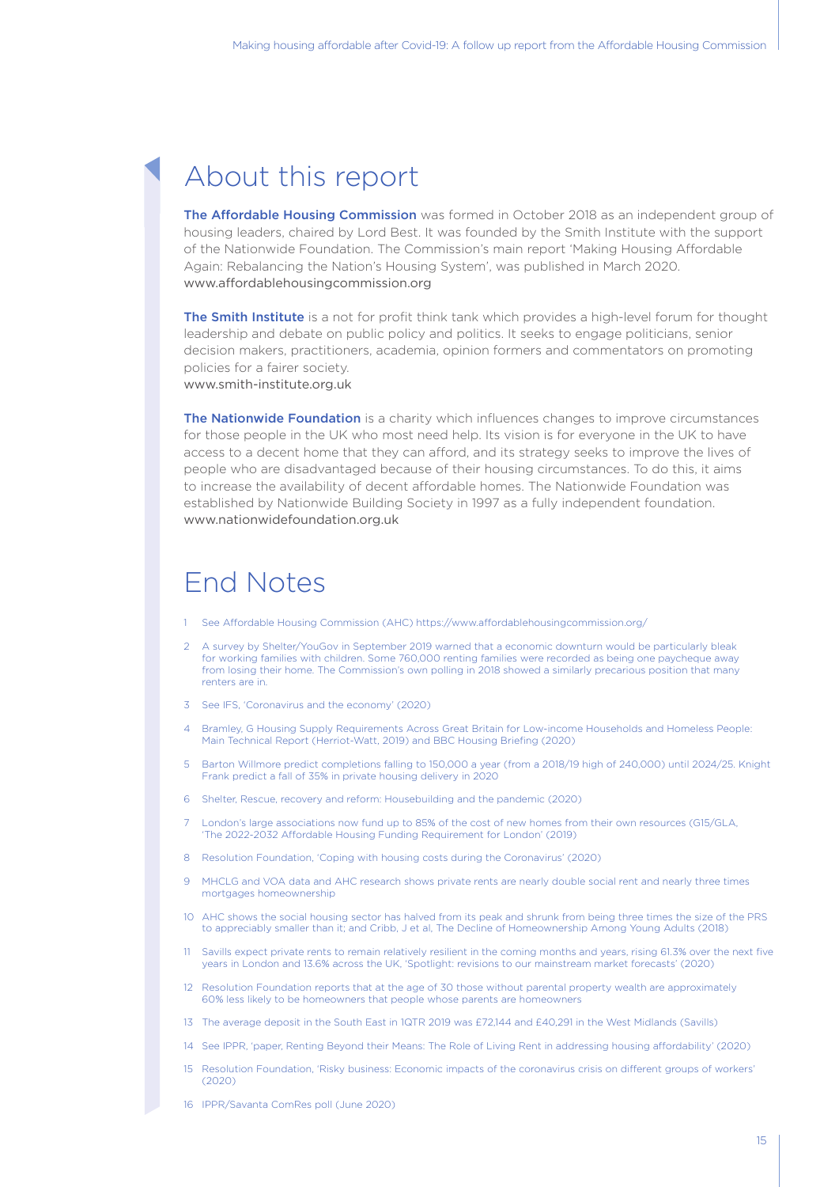# About this report

**The Affordable Housing Commission** was formed in October 2018 as an independent group of housing leaders, chaired by Lord Best. It was founded by the Smith Institute with the support of the Nationwide Foundation. The Commission's main report 'Making Housing Affordable Again: Rebalancing the Nation's Housing System', was published in March 2020.
www.affordablehousingcommission.org

**The Smith Institute** is a not for profit think tank which provides a high-level forum for thought leadership and debate on public policy and politics. It seeks to engage politicians, senior decision makers, practitioners, academia, opinion formers and commentators on promoting policies for a fairer society.
www.smith-institute.org.uk

**The Nationwide Foundation** is a charity which influences changes to improve circumstances for those people in the UK who most need help. Its vision is for everyone in the UK to have access to a decent home that they can afford, and its strategy seeks to improve the lives of people who are disadvantaged because of their housing circumstances. To do this, it aims to increase the availability of decent affordable homes. The Nationwide Foundation was established by Nationwide Building Society in 1997 as a fully independent foundation.
www.nationwidefoundation.org.uk

# End Notes

1. See Affordable Housing Commission (AHC) https://www.affordablehousingcommission.org/
2. A survey by Shelter/YouGov in September 2019 warned that a economic downturn would be particularly bleak for working families with children. Some 760,000 renting families were recorded as being one paycheque away from losing their home. The Commission's own polling in 2018 showed a similarly precarious position that many renters are in.
3. See IFS, 'Coronavirus and the economy' (2020)
4. Bramley, G Housing Supply Requirements Across Great Britain for Low-income Households and Homeless People: Main Technical Report (Herriot-Watt, 2019) and BBC Housing Briefing (2020)
5. Barton Willmore predict completions falling to 150,000 a year (from a 2018/19 high of 240,000) until 2024/25. Knight Frank predict a fall of 35% in private housing delivery in 2020
6. Shelter, Rescue, recovery and reform: Housebuilding and the pandemic (2020)
7. London's large associations now fund up to 85% of the cost of new homes from their own resources (G15/GLA, 'The 2022-2032 Affordable Housing Funding Requirement for London' (2019)
8. Resolution Foundation, 'Coping with housing costs during the Coronavirus' (2020)
9. MHCLG and VOA data and AHC research shows private rents are nearly double social rent and nearly three times mortgages homeownership
10. AHC shows the social housing sector has halved from its peak and shrunk from being three times the size of the PRS to appreciably smaller than it; and Cribb, J et al, The Decline of Homeownership Among Young Adults (2018)
11. Savills expect private rents to remain relatively resilient in the coming months and years, rising 61.3% over the next five years in London and 13.6% across the UK, 'Spotlight: revisions to our mainstream market forecasts' (2020)
12. Resolution Foundation reports that at the age of 30 those without parental property wealth are approximately 60% less likely to be homeowners that people whose parents are homeowners
13. The average deposit in the South East in 1QTR 2019 was £72,144 and £40,291 in the West Midlands (Savills)
14. See IPPR, 'paper, Renting Beyond their Means: The Role of Living Rent in addressing housing affordability' (2020)
15. Resolution Foundation, 'Risky business: Economic impacts of the coronavirus crisis on different groups of workers' (2020)
16. IPPR/Savanta ComRes poll (June 2020)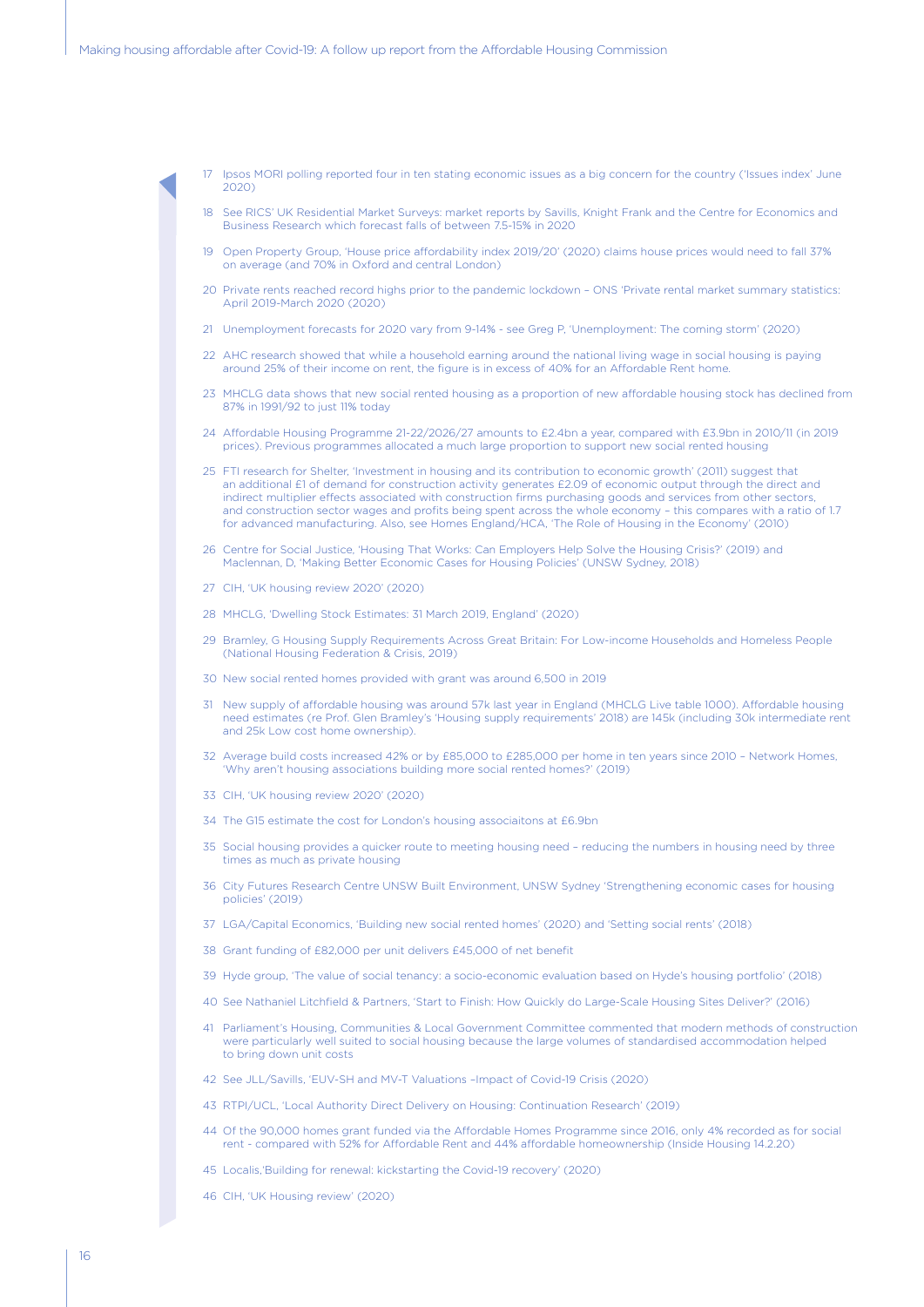17 Ipsos MORI polling reported four in ten stating economic issues as a big concern for the country ('Issues index' June 2020)

18 See RICS' UK Residential Market Surveys: market reports by Savills, Knight Frank and the Centre for Economics and Business Research which forecast falls of between 7.5-15% in 2020

19 Open Property Group, 'House price affordability index 2019/20' (2020) claims house prices would need to fall 37% on average (and 70% in Oxford and central London)

20 Private rents reached record highs prior to the pandemic lockdown – ONS 'Private rental market summary statistics: April 2019-March 2020 (2020)

21 Unemployment forecasts for 2020 vary from 9-14% - see Greg P, 'Unemployment: The coming storm' (2020)

22 AHC research showed that while a household earning around the national living wage in social housing is paying around 25% of their income on rent, the figure is in excess of 40% for an Affordable Rent home.

23 MHCLG data shows that new social rented housing as a proportion of new affordable housing stock has declined from 87% in 1991/92 to just 11% today

24 Affordable Housing Programme 21-22/2026/27 amounts to £2.4bn a year, compared with £3.9bn in 2010/11 (in 2019 prices). Previous programmes allocated a much large proportion to support new social rented housing

25 FTI research for Shelter, 'Investment in housing and its contribution to economic growth' (2011) suggest that an additional £1 of demand for construction activity generates £2.09 of economic output through the direct and indirect multiplier effects associated with construction firms purchasing goods and services from other sectors, and construction sector wages and profits being spent across the whole economy – this compares with a ratio of 1.7 for advanced manufacturing. Also, see Homes England/HCA, 'The Role of Housing in the Economy' (2010)

26 Centre for Social Justice, 'Housing That Works: Can Employers Help Solve the Housing Crisis?' (2019) and Maclennan, D, 'Making Better Economic Cases for Housing Policies' (UNSW Sydney, 2018)

27 CIH, 'UK housing review 2020' (2020)

28 MHCLG, 'Dwelling Stock Estimates: 31 March 2019, England' (2020)

29 Bramley, G Housing Supply Requirements Across Great Britain: For Low-income Households and Homeless People (National Housing Federation & Crisis, 2019)

30 New social rented homes provided with grant was around 6,500 in 2019

31 New supply of affordable housing was around 57k last year in England (MHCLG Live table 1000). Affordable housing need estimates (re Prof. Glen Bramley's 'Housing supply requirements' 2018) are 145k (including 30k intermediate rent and 25k Low cost home ownership).

32 Average build costs increased 42% or by £85,000 to £285,000 per home in ten years since 2010 – Network Homes, 'Why aren't housing associations building more social rented homes?' (2019)

33 CIH, 'UK housing review 2020' (2020)

34 The G15 estimate the cost for London's housing associaitons at £6.9bn

35 Social housing provides a quicker route to meeting housing need – reducing the numbers in housing need by three times as much as private housing

36 City Futures Research Centre UNSW Built Environment, UNSW Sydney 'Strengthening economic cases for housing policies' (2019)

37 LGA/Capital Economics, 'Building new social rented homes' (2020) and 'Setting social rents' (2018)

38 Grant funding of £82,000 per unit delivers £45,000 of net benefit

39 Hyde group, 'The value of social tenancy: a socio-economic evaluation based on Hyde's housing portfolio' (2018)

40 See Nathaniel Litchfield & Partners, 'Start to Finish: How Quickly do Large-Scale Housing Sites Deliver?' (2016)

41 Parliament's Housing, Communities & Local Government Committee commented that modern methods of construction were particularly well suited to social housing because the large volumes of standardised accommodation helped to bring down unit costs

42 See JLL/Savills, 'EUV-SH and MV-T Valuations –Impact of Covid-19 Crisis (2020)

43 RTPI/UCL, 'Local Authority Direct Delivery on Housing: Continuation Research' (2019)

44 Of the 90,000 homes grant funded via the Affordable Homes Programme since 2016, only 4% recorded as for social rent - compared with 52% for Affordable Rent and 44% affordable homeownership (Inside Housing 14.2.20)

45 Localis,'Building for renewal: kickstarting the Covid-19 recovery' (2020)

46 CIH, 'UK Housing review' (2020)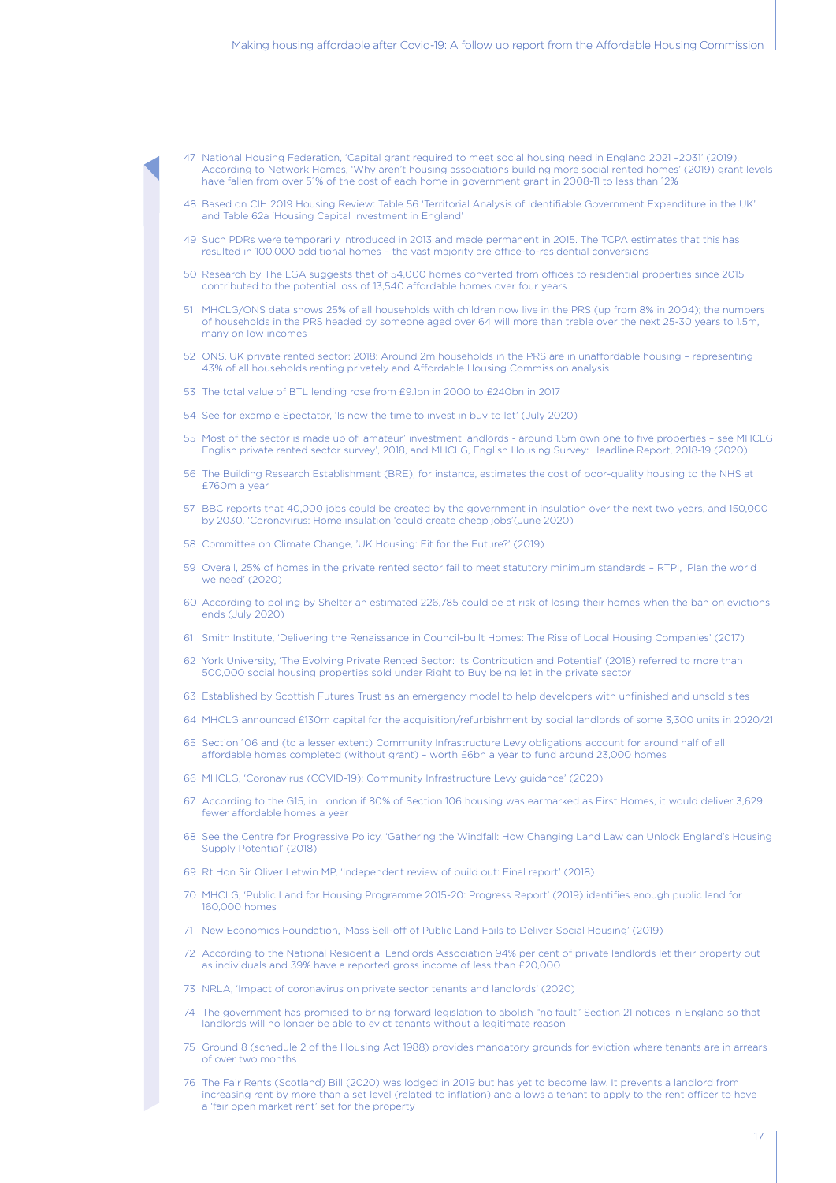47 National Housing Federation, 'Capital grant required to meet social housing need in England 2021 –2031' (2019). According to Network Homes, 'Why aren't housing associations building more social rented homes' (2019) grant levels have fallen from over 51% of the cost of each home in government grant in 2008-11 to less than 12%

48 Based on CIH 2019 Housing Review: Table 56 'Territorial Analysis of Identifiable Government Expenditure in the UK' and Table 62a 'Housing Capital Investment in England'

49 Such PDRs were temporarily introduced in 2013 and made permanent in 2015. The TCPA estimates that this has resulted in 100,000 additional homes – the vast majority are office-to-residential conversions

50 Research by The LGA suggests that of 54,000 homes converted from offices to residential properties since 2015 contributed to the potential loss of 13,540 affordable homes over four years

51 MHCLG/ONS data shows 25% of all households with children now live in the PRS (up from 8% in 2004); the numbers of households in the PRS headed by someone aged over 64 will more than treble over the next 25-30 years to 1.5m, many on low incomes

52 ONS, UK private rented sector: 2018: Around 2m households in the PRS are in unaffordable housing – representing 43% of all households renting privately and Affordable Housing Commission analysis

53 The total value of BTL lending rose from £9.1bn in 2000 to £240bn in 2017

54 See for example Spectator, 'Is now the time to invest in buy to let' (July 2020)

55 Most of the sector is made up of 'amateur' investment landlords - around 1.5m own one to five properties – see MHCLG English private rented sector survey', 2018, and MHCLG, English Housing Survey: Headline Report, 2018-19 (2020)

56 The Building Research Establishment (BRE), for instance, estimates the cost of poor-quality housing to the NHS at £760m a year

57 BBC reports that 40,000 jobs could be created by the government in insulation over the next two years, and 150,000 by 2030, 'Coronavirus: Home insulation 'could create cheap jobs'(June 2020)

58 Committee on Climate Change, 'UK Housing: Fit for the Future?' (2019)

59 Overall, 25% of homes in the private rented sector fail to meet statutory minimum standards – RTPI, 'Plan the world we need' (2020)

60 According to polling by Shelter an estimated 226,785 could be at risk of losing their homes when the ban on evictions ends (July 2020)

61 Smith Institute, 'Delivering the Renaissance in Council-built Homes: The Rise of Local Housing Companies' (2017)

62 York University, 'The Evolving Private Rented Sector: Its Contribution and Potential' (2018) referred to more than 500,000 social housing properties sold under Right to Buy being let in the private sector

63 Established by Scottish Futures Trust as an emergency model to help developers with unfinished and unsold sites

64 MHCLG announced £130m capital for the acquisition/refurbishment by social landlords of some 3,300 units in 2020/21

65 Section 106 and (to a lesser extent) Community Infrastructure Levy obligations account for around half of all affordable homes completed (without grant) – worth £6bn a year to fund around 23,000 homes

66 MHCLG, 'Coronavirus (COVID-19): Community Infrastructure Levy guidance' (2020)

67 According to the G15, in London if 80% of Section 106 housing was earmarked as First Homes, it would deliver 3,629 fewer affordable homes a year

68 See the Centre for Progressive Policy, 'Gathering the Windfall: How Changing Land Law can Unlock England's Housing Supply Potential' (2018)

69 Rt Hon Sir Oliver Letwin MP, 'Independent review of build out: Final report' (2018)

70 MHCLG, 'Public Land for Housing Programme 2015-20: Progress Report' (2019) identifies enough public land for 160,000 homes

71 New Economics Foundation, 'Mass Sell-off of Public Land Fails to Deliver Social Housing' (2019)

72 According to the National Residential Landlords Association 94% per cent of private landlords let their property out as individuals and 39% have a reported gross income of less than £20,000

73 NRLA, 'Impact of coronavirus on private sector tenants and landlords' (2020)

74 The government has promised to bring forward legislation to abolish "no fault" Section 21 notices in England so that landlords will no longer be able to evict tenants without a legitimate reason

75 Ground 8 (schedule 2 of the Housing Act 1988) provides mandatory grounds for eviction where tenants are in arrears of over two months

76 The Fair Rents (Scotland) Bill (2020) was lodged in 2019 but has yet to become law. It prevents a landlord from increasing rent by more than a set level (related to inflation) and allows a tenant to apply to the rent officer to have a 'fair open market rent' set for the property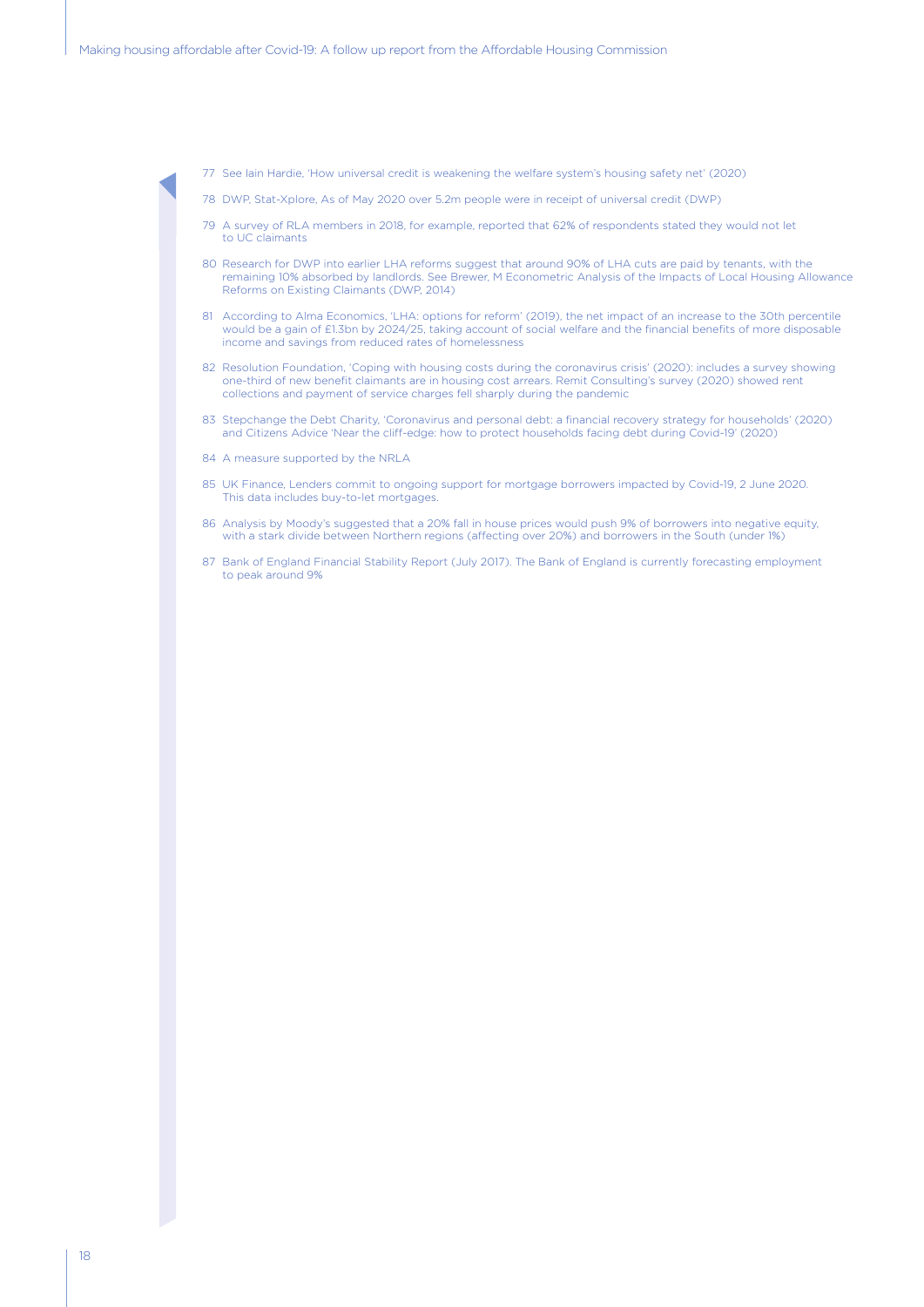77 See Iain Hardie, 'How universal credit is weakening the welfare system's housing safety net' (2020)

78 DWP, Stat-Xplore, As of May 2020 over 5.2m people were in receipt of universal credit (DWP)

79 A survey of RLA members in 2018, for example, reported that 62% of respondents stated they would not let to UC claimants

80 Research for DWP into earlier LHA reforms suggest that around 90% of LHA cuts are paid by tenants, with the remaining 10% absorbed by landlords. See Brewer, M Econometric Analysis of the Impacts of Local Housing Allowance Reforms on Existing Claimants (DWP, 2014)

81 According to Alma Economics, 'LHA: options for reform' (2019), the net impact of an increase to the 30th percentile would be a gain of £1.3bn by 2024/25, taking account of social welfare and the financial benefits of more disposable income and savings from reduced rates of homelessness

82 Resolution Foundation, 'Coping with housing costs during the coronavirus crisis' (2020): includes a survey showing one-third of new benefit claimants are in housing cost arrears. Remit Consulting's survey (2020) showed rent collections and payment of service charges fell sharply during the pandemic

83 Stepchange the Debt Charity, 'Coronavirus and personal debt: a financial recovery strategy for households' (2020) and Citizens Advice 'Near the cliff-edge: how to protect households facing debt during Covid-19' (2020)

84 A measure supported by the NRLA

85 UK Finance, Lenders commit to ongoing support for mortgage borrowers impacted by Covid-19, 2 June 2020. This data includes buy-to-let mortgages.

86 Analysis by Moody's suggested that a 20% fall in house prices would push 9% of borrowers into negative equity, with a stark divide between Northern regions (affecting over 20%) and borrowers in the South (under 1%)

87 Bank of England Financial Stability Report (July 2017). The Bank of England is currently forecasting employment to peak around 9%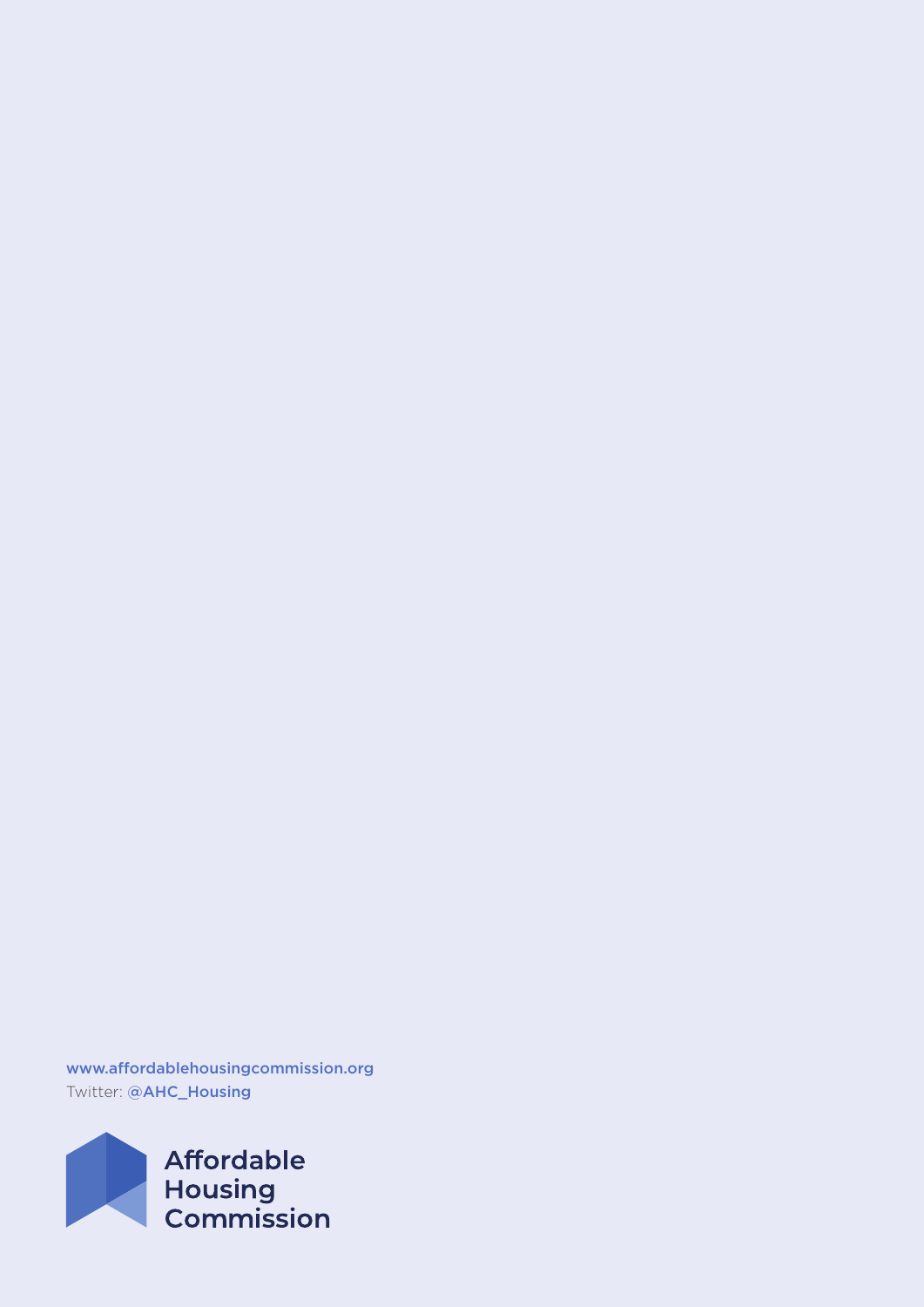www.affordablehousingcommission.org
Twitter: @AHC_Housing

Affordable
Housing
Commission